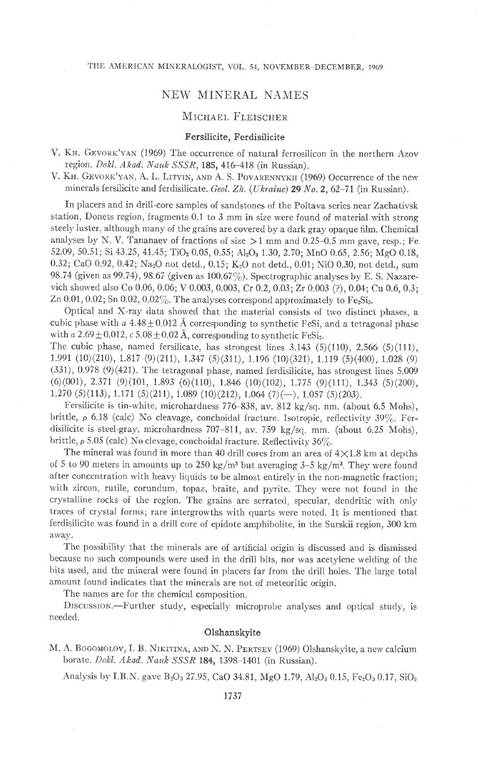# NEW MINERAL NAMES

MICHAEL FLEISCHER

### Fersilicite, Ferdisilicite

V. KH. GEVORK'YAN (1969) The occurrence of natural ferrosilicon in the northern Azov region. *Dokl. Akad. Nauk SSSR*, **185,** 416–418 (in Russian).

V. KH. GEVORK'YAN, A. L. LITVIN, AND A. S. POVARENNYKH (1969) Occurrence of the new minerals fersilicite and ferdisilicate. *Geol. Zh. (Ukraine)* **29** *No.* **2,** 62–71 (in Russian).

In placers and in drill-core samples of sandstones of the Poltava series near Zachativsk station, Donets region, fragments 0.1 to 3 mm in size were found of material with strong steely luster, although many of the grains are covered by a dark gray opaque film. Chemical analyses by N. V. Tananaev of fractions of size >1 mm and 0.25–0.5 mm gave, resp.; Fe 52.09, 50.51; Si 43.25, 41.45; $TiO_2$ 0.05, 0.55; $Al_2O_3$ 1.30, 2.70; MnO 0.65, 2.56; MgO 0.18, 0.32; CaO 0.92, 0.42; $Na_2O$ not detd., 0.15; $K_2O$ not detd., 0.01; NiO 0.30, not detd., sum 98.74 (given as 99.74), 98.67 (given as 100.67%). Spectrographic analyses by E. S. Nazarevich showed also Co 0.06, 0.06; V 0.003, 0.003, Cr 0.2, 0.03; Zr 0.003 (?), 0.04; Cu 0.6, 0.3; Zn 0.01, 0.02; Sn 0.02, 0.02%. The analyses correspond approximately to $Fe_2Si_3$.

Optical and X-ray data showed that the material consists of two distinct phases, a cubic phase with *a* 4.48±0.012 Å corresponding to synthetic FeSi, and a tetragonal phase with *a* 2.69±0.012, *c* 5.08±0.02 Å, corresponding to synthetic $FeSi_2$.

The cubic phase, named fersilicate, has strongest lines 3.143 (5)(110), 2.566 (5)(111), 1.991 (10)(210), 1.817 (9)(211), 1.347 (5)(311), 1.196 (10)(321), 1.119 (5)(400), 1.028 (9) (331), 0.978 (9)(421). The tetragonal phase, named ferdisilicite, has strongest lines 5.009 (6)(001), 2.371 (9)(101, 1.893 (6)(110), 1.846 (10)(102), 1.775 (9)(111), 1.343 (5)(200), 1.270 (5)(113), 1.171 (5)(211), 1.089 (10)(212), 1.064 (7)(—), 1.057 (5)(203).

Fersilicite is tin-white, microhardness 776–838, av. 812 kg/sq. nm. (about 6.5 Mohs), brittle, $\rho$ 6.18 (calc) No cleavage, conchoidal fracture. Isotropic, reflectivity 39%. Ferdisilicite is steel-gray, microhardness 707–811, av. 759 kg/sq. mm. (about 6.25 Mohs), brittle, $\rho$ 5.05 (calc) No clevage, conchoidal fracture. Reflectivity 36%.

The mineral was found in more than 40 drill cores from an area of 4×1.8 km at depths of 5 to 90 meters in amounts up to 250 kg/$m^3$ but averaging 3–5 kg/$m^3$. They were found after concentration with heavy liquids to be almost entirely in the non-magnetic fraction; with zircon, rutile, corundum, topaz, braite, and pyrite. They were not found in the crystalline rocks of the region. The grains are serrated, specular, dendritic with only traces of crystal forms; rare intergrowths with quarts were noted. It is mentioned that ferdisilicite was found in a drill core of epidote amphibolite, in the Surskii region, 300 km away.

The possibility that the minerals are of artificial origin is discussed and is dismissed because no such compounds were used in the drill bits, nor was acetylene welding of the bits used, and the mineral were found in placers far from the drill holes. The large total amount found indicates that the minerals are not of meteoritic origin.

The names are for the chemical composition.

DISCUSSION.—Further study, especially microprobe analyses and optical study, is needed.

### Olshanskyite

M. A. BOGOMOLOV, I. B. NIKITINA, AND N. N. PERTSEV (1969) Olshanskyite, a new calcium borate. *Dokl. Akad. Nauk SSSR* **184,** 1398–1401 (in Russian).

Analysis by I.B.N. gave $B_2O_3$ 27.95, CaO 34.81, MgO 1.79, $Al_2O_3$ 0.15, $Fe_2O_3$ 0.17, $SiO_2$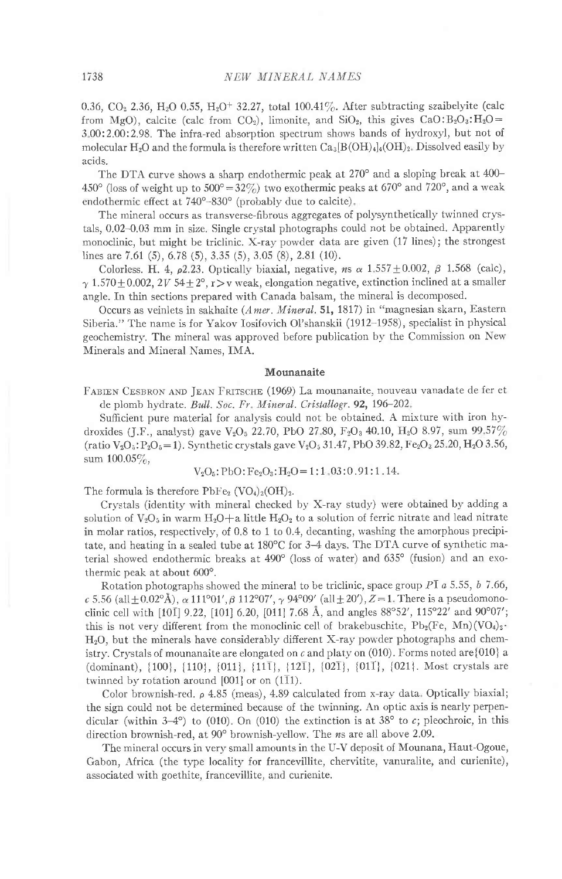0.36, $CO_2$ 2.36, $H_2O$ 0.55, $H_2O^+$ 32.27, total 100.41%. After subtracting szaibelyite (calc from MgO), calcite (calc from $CO_2$), limonite, and $SiO_2$, this gives $CaO:B_2O_3:H_2O = 3.00:2.00:2.98$. The infra-red absorption spectrum shows bands of hydroxyl, but not of molecular $H_2O$ and the formula is therefore written $Ca_3[B(OH)_4]_4(OH)_2$. Dissolved easily by acids.

The DTA curve shows a sharp endothermic peak at 270° and a sloping break at 400–450° (loss of weight up to 500° = 32%) two exothermic peaks at 670° and 720°, and a weak endothermic effect at 740°–830° (probably due to calcite).

The mineral occurs as transverse-fibrous aggregates of polysynthetically twinned crystals, 0.02–0.03 mm in size. Single crystal photographs could not be obtained. Apparently monoclinic, but might be triclinic. X-ray powder data are given (17 lines); the strongest lines are 7.61 (5), 6.78 (5), 3.35 (5), 3.05 (8), 2.81 (10).

Colorless. H. 4, $\rho$2.23. Optically biaxial, negative, *ns* $\alpha$ 1.557±0.002, $\beta$ 1.568 (calc), $\gamma$ 1.570±0.002, 2*V* 54±2°, r>v weak, elongation negative, extinction inclined at a smaller angle. In thin sections prepared with Canada balsam, the mineral is decomposed.

Occurs as veinlets in sakhaite (*Amer. Mineral.* **51,** 1817) in "magnesian skarn, Eastern Siberia." The name is for Yakov Iosifovich Ol'shanskii (1912–1958), specialist in physical geochemistry. The mineral was approved before publication by the Commission on New Minerals and Mineral Names, IMA.

## Mounanaite

Fabien Cesbron and Jean Fritsche (1969) La mounanaite, nouveau vanadate de fer et de plomb hydraté. *Bull. Soc. Fr. Minéral. Cristallogr.* **92,** 196–202.

Sufficient pure material for analysis could not be obtained. A mixture with iron hydroxides (J.F., analyst) gave $V_2O_5$ 22.70, PbO 27.80, $F_2O_3$ 40.10, $H_2O$ 8.97, sum 99.57% (ratio $V_2O_5:P_2O_5=1$). Synthetic crystals gave $V_2O_5$ 31.47, PbO 39.82, $Fe_2O_3$ 25.20, $H_2O$ 3.56, sum 100.05%,

$$V_2O_5:PbO:Fe_2O_3:H_2O = 1:1.03:0.91:1.14.$$

The formula is therefore $PbFe_2(VO_4)_2(OH)_2$.

Crystals (identity with mineral checked by X-ray study) were obtained by adding a solution of $V_2O_5$ in warm $H_2O$+a little $H_2O_2$ to a solution of ferric nitrate and lead nitrate in molar ratios, respectively, of 0.8 to 1 to 0.4, decanting, washing the amorphous precipitate, and heating in a sealed tube at 180°C for 3–4 days. The DTA curve of synthetic material showed endothermic breaks at 490° (loss of water) and 635° (fusion) and an exothermic peak at about 600°.

Rotation photographs showed the mineral to be triclinic, space group $P\bar{1}$ *a* 5.55, *b* 7.66, *c* 5.56 (all±0.02°Å), $\alpha$ 111°01', $\beta$ 112°07', $\gamma$ 94°09' (all±20'), *Z*=1. There is a pseudomonoclinic cell with [10$\bar{1}$] 9.22, [101] 6.20, [011] 7.68 Å, and angles 88°52', 115°22' and 90°07'; this is not very different from the monoclinic cell of brakebuschite, $Pb_2(Fe, Mn)(VO_4)_2 \cdot H_2O$, but the minerals have considerably different X-ray powder photographs and chemistry. Crystals of mounanaite are elongated on *c* and platy on (010). Forms noted are {010} a (dominant), {100}, {110}, {011}, {11$\bar{1}$}, {12$\bar{1}$}, {02$\bar{1}$}, {01$\bar{1}$}, {021}. Most crystals are twinned by rotation around [001] or on (1$\bar{1}$1).

Color brownish-red. $\rho$ 4.85 (meas), 4.89 calculated from x-ray data. Optically biaxial; the sign could not be determined because of the twinning. An optic axis is nearly perpendicular (within 3–4°) to (010). On (010) the extinction is at 38° to *c*; pleochroic, in this direction brownish-red, at 90° brownish-yellow. The *ns* are all above 2.09.

The mineral occurs in very small amounts in the U-V deposit of Mounana, Haut-Ogoue, Gabon, Africa (the type locality for francevillite, chervitite, vanuralite, and curienite), associated with goethite, francevillite, and curienite.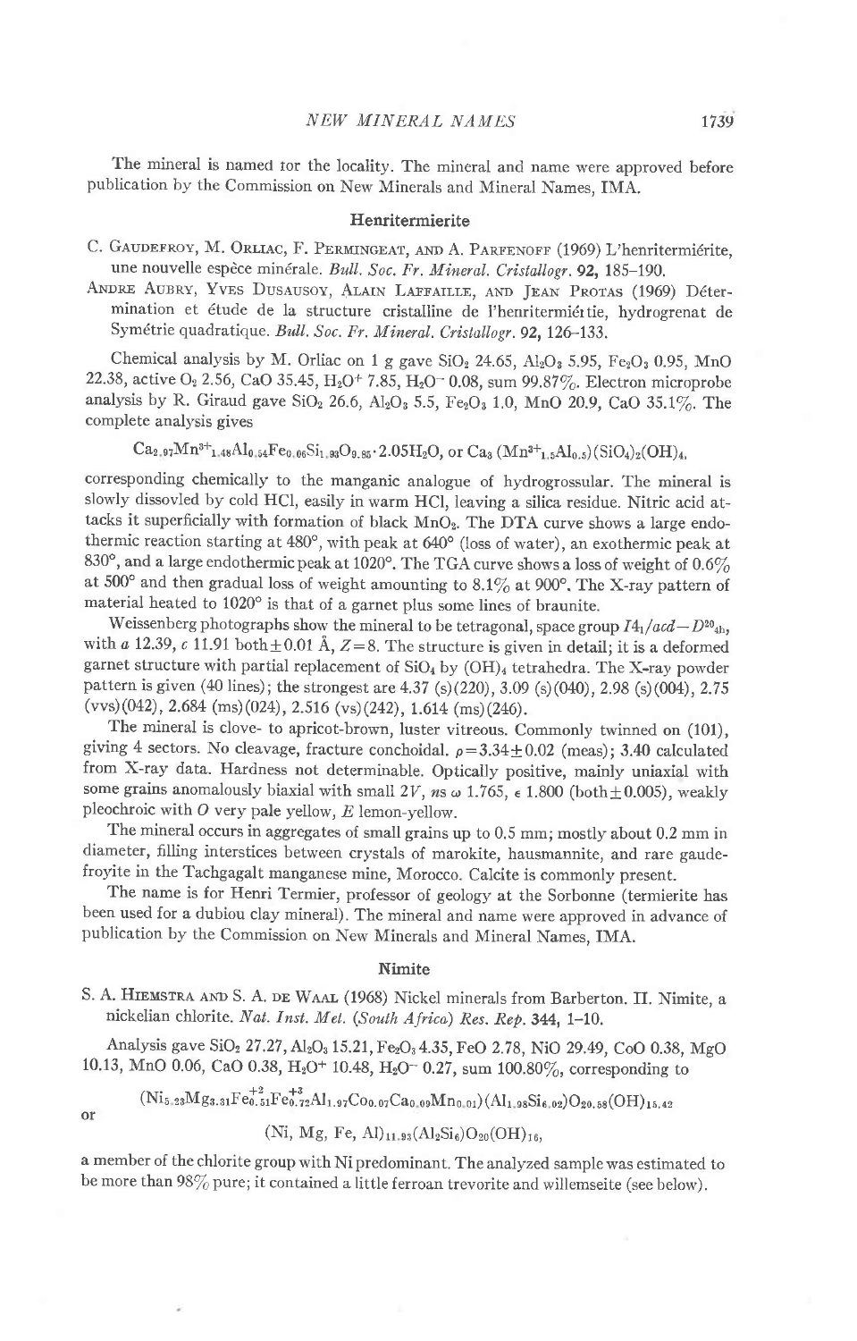The mineral is named for the locality. The mineral and name were approved before publication by the Commission on New Minerals and Mineral Names, IMA.

### Henritermierite

C. Gaudefroy, M. Orliac, F. Permingeat, and A. Parfenoff (1969) L'henritermiérite, une nouvelle espèce minérale. *Bull. Soc. Fr. Mineral. Cristallogr.* **92**, 185–190.

Andre Aubry, Yves Dusausoy, Alain Laffaille, and Jean Protas (1969) Détermination et étude de la structure cristalline de l'henritermiértie, hydrogrenat de Symétrie quadratique. *Bull. Soc. Fr. Mineral. Cristallogr.* **92**, 126–133.

Chemical analysis by M. Orliac on 1 g gave $SiO_2$ 24.65, $Al_2O_3$ 5.95, $Fe_2O_3$ 0.95, MnO 22.38, active $O_2$ 2.56, CaO 35.45, $H_2O^+$ 7.85, $H_2O^-$ 0.08, sum 99.87%. Electron microprobe analysis by R. Giraud gave $SiO_2$ 26.6, $Al_2O_3$ 5.5, $Fe_2O_3$ 1.0, MnO 20.9, CaO 35.1%. The complete analysis gives

$$Ca_{2.97}Mn^{3+}_{1.48}Al_{0.54}Fe_{0.06}Si_{1.93}O_{9.85}\cdot 2.05H_2O, \text{ or } Ca_3(Mn^{3+}_{1.5}Al_{0.5})(SiO_4)_2(OH)_4,$$

corresponding chemically to the manganic analogue of hydrogrossular. The mineral is slowly dissovled by cold HCl, easily in warm HCl, leaving a silica residue. Nitric acid attacks it superficially with formation of black $MnO_2$. The DTA curve shows a large endothermic reaction starting at 480°, with peak at 640° (loss of water), an exothermic peak at 830°, and a large endothermic peak at 1020°. The TGA curve shows a loss of weight of 0.6% at 500° and then gradual loss of weight amounting to 8.1% at 900°. The X-ray pattern of material heated to 1020° is that of a garnet plus some lines of braunite.

Weissenberg photographs show the mineral to be tetragonal, space group $I4_1/acd - D^{20}_{4h}$, with $a$ 12.39, $c$ 11.91 both ±0.01 Å, $Z$=8. The structure is given in detail; it is a deformed garnet structure with partial replacement of $SiO_4$ by $(OH)_4$ tetrahedra. The X-ray powder pattern is given (40 lines); the strongest are 4.37 (s)(220), 3.09 (s)(040), 2.98 (s)(004), 2.75 (vvs)(042), 2.684 (ms)(024), 2.516 (vs)(242), 1.614 (ms)(246).

The mineral is clove- to apricot-brown, luster vitreous. Commonly twinned on (101), giving 4 sectors. No cleavage, fracture conchoidal. $\rho$=3.34±0.02 (meas); 3.40 calculated from X-ray data. Hardness not determinable. Optically positive, mainly uniaxial with some grains anomalously biaxial with small $2V$, ns $\omega$ 1.765, $\epsilon$ 1.800 (both ±0.005), weakly pleochroic with $O$ very pale yellow, $E$ lemon-yellow.

The mineral occurs in aggregates of small grains up to 0.5 mm; mostly about 0.2 mm in diameter, filling interstices between crystals of marokite, hausmannite, and rare gaudefroyite in the Tachgagalt manganese mine, Morocco. Calcite is commonly present.

The name is for Henri Termier, professor of geology at the Sorbonne (termierite has been used for a dubiou clay mineral). The mineral and name were approved in advance of publication by the Commission on New Minerals and Mineral Names, IMA.

### Nimite

S. A. Hiemstra and S. A. de Waal (1968) Nickel minerals from Barberton. II. Nimite, a nickelian chlorite. *Nat. Inst. Met. (South Africa) Res. Rep.* **344**, 1–10.

Analysis gave $SiO_2$ 27.27, $Al_2O_3$ 15.21, $Fe_2O_3$ 4.35, FeO 2.78, NiO 29.49, CoO 0.38, MgO 10.13, MnO 0.06, CaO 0.38, $H_2O^+$ 10.48, $H_2O^-$ 0.27, sum 100.80%, corresponding to

$$(Ni_{5.23}Mg_{3.31}Fe^{+2}_{0.51}Fe^{+3}_{0.72}Al_{1.97}Co_{0.07}Ca_{0.09}Mn_{0.01})(Al_{1.98}Si_{6.02})O_{20.58}(OH)_{15.42}$$

or

$$(Ni, Mg, Fe, Al)_{11.93}(Al_2Si_6)O_{20}(OH)_{16},$$

a member of the chlorite group with Ni predominant. The analyzed sample was estimated to be more than 98% pure; it contained a little ferroan trevorite and willemseite (see below).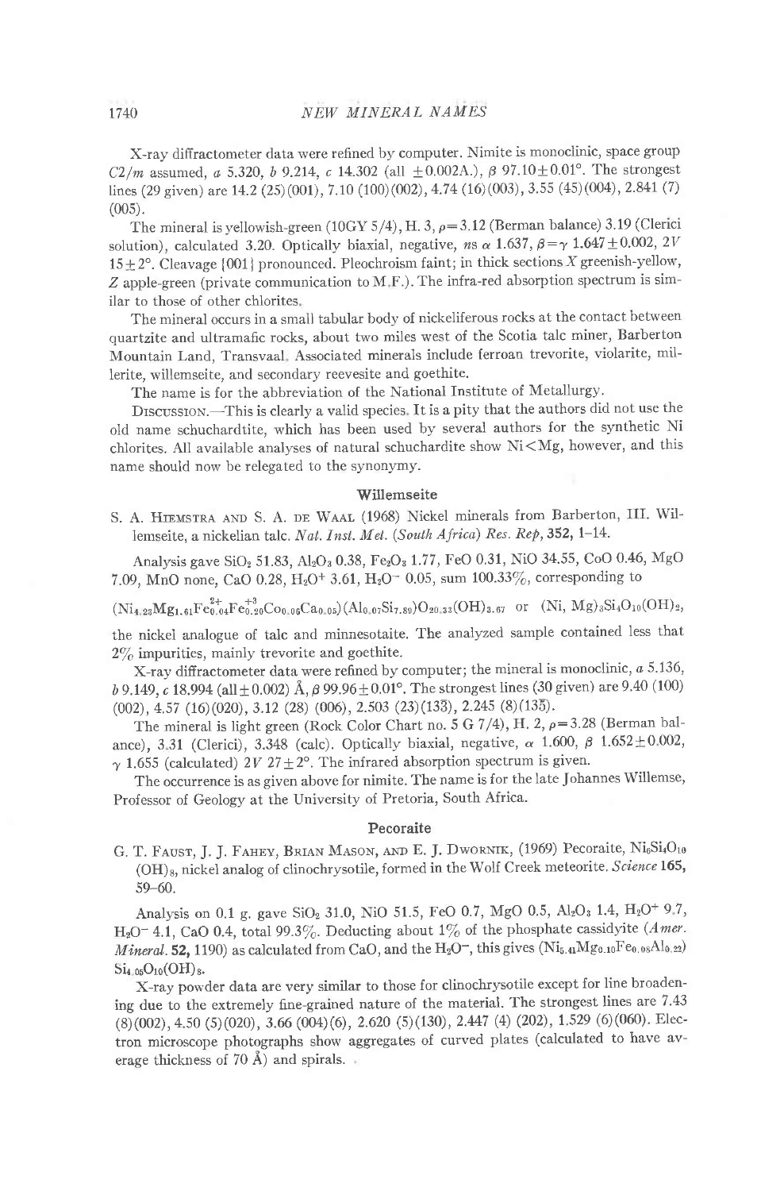X-ray diffractometer data were refined by computer. Nimite is monoclinic, space group $C2/m$ assumed, *a* 5.320, *b* 9.214, *c* 14.302 (all ±0.002A.), β 97.10±0.01°. The strongest lines (29 given) are 14.2 (25)(001), 7.10 (100)(002), 4.74 (16)(003), 3.55 (45)(004), 2.841 (7) (005).

The mineral is yellowish-green (10GY 5/4), H. 3, ρ=3.12 (Berman balance) 3.19 (Clerici solution), calculated 3.20. Optically biaxial, negative, *ns* α 1.637, β=γ 1.647±0.002, 2*V* 15±2°. Cleavage {001} pronounced. Pleochroism faint; in thick sections *X* greenish-yellow, *Z* apple-green (private communication to M.F.). The infra-red absorption spectrum is similar to those of other chlorites.

The mineral occurs in a small tabular body of nickeliferous rocks at the contact between quartzite and ultramafic rocks, about two miles west of the Scotia talc miner, Barberton Mountain Land, Transvaal. Associated minerals include ferroan trevorite, violarite, millerite, willemseite, and secondary reevesite and goethite.

The name is for the abbreviation of the National Institute of Metallurgy.

Discussion.—This is clearly a valid species. It is a pity that the authors did not use the old name schuchardtite, which has been used by several authors for the synthetic Ni chlorites. All available analyses of natural schuchardite show Ni<Mg, however, and this name should now be relegated to the synonymy.

## Willemseite

S. A. Hiemstra and S. A. de Waal (1968) Nickel minerals from Barberton, III. Willemseite, a nickelian talc. *Nat. Inst. Met. (South Africa) Res. Rep*, **352,** 1–14.

Analysis gave $SiO_2$ 51.83, $Al_2O_3$ 0.38, $Fe_2O_3$ 1.77, FeO 0.31, NiO 34.55, CoO 0.46, MgO 7.09, MnO none, CaO 0.28, $H_2O^+$ 3.61, $H_2O^-$ 0.05, sum 100.33%, corresponding to

$(Ni_{4.23}Mg_{1.61}Fe^{2+}_{0.04}Fe^{+3}_{0.20}Co_{0.06}Ca_{0.05})(Al_{0.07}Si_{7.89})O_{20.33}(OH)_{3.67}$ or $(Ni, Mg)_3Si_4O_{10}(OH)_2$,

the nickel analogue of talc and minnesotaite. The analyzed sample contained less that 2% impurities, mainly trevorite and goethite.

X-ray diffractometer data were refined by computer; the mineral is monoclinic, *a* 5.136, *b* 9.149, *c* 18.994 (all±0.002) Å, β 99.96±0.01°. The strongest lines (30 given) are 9.40 (100) (002), 4.57 (16)(020), 3.12 (28) (006), 2.503 (23)(13̄3), 2.245 (8)(13̄5).

The mineral is light green (Rock Color Chart no. 5 G 7/4), H. 2, ρ=3.28 (Berman balance), 3.31 (Clerici), 3.348 (calc). Optically biaxial, negative, α 1.600, β 1.652±0.002, γ 1.655 (calculated) 2*V* 27±2°. The infrared absorption spectrum is given.

The occurrence is as given above for nimite. The name is for the late Johannes Willemse, Professor of Geology at the University of Pretoria, South Africa.

## Pecoraite

G. T. Faust, J. J. Fahey, Brian Mason, and E. J. Dwornik, (1969) Pecoraite, $Ni_6Si_4O_{10}(OH)_8$, nickel analog of clinochrysotile, formed in the Wolf Creek meteorite. *Science* **165,** 59–60.

Analysis on 0.1 g. gave $SiO_2$ 31.0, NiO 51.5, FeO 0.7, MgO 0.5, $Al_2O_3$ 1.4, $H_2O^+$ 9.7, $H_2O^-$ 4.1, CaO 0.4, total 99.3%. Deducting about 1% of the phosphate cassidyite (*Amer. Mineral.* **52,** 1190) as calculated from CaO, and the $H_2O^-$, this gives $(Ni_{5.41}Mg_{0.10}Fe_{0.08}Al_{0.22})Si_{4.05}O_{10}(OH)_8$.

X-ray powder data are very similar to those for clinochrysotile except for line broadening due to the extremely fine-grained nature of the material. The strongest lines are 7.43 (8)(002), 4.50 (5)(020), 3.66 (004)(6), 2.620 (5)(130), 2.447 (4) (202), 1.529 (6)(060). Electron microscope photographs show aggregates of curved plates (calculated to have average thickness of 70 Å) and spirals.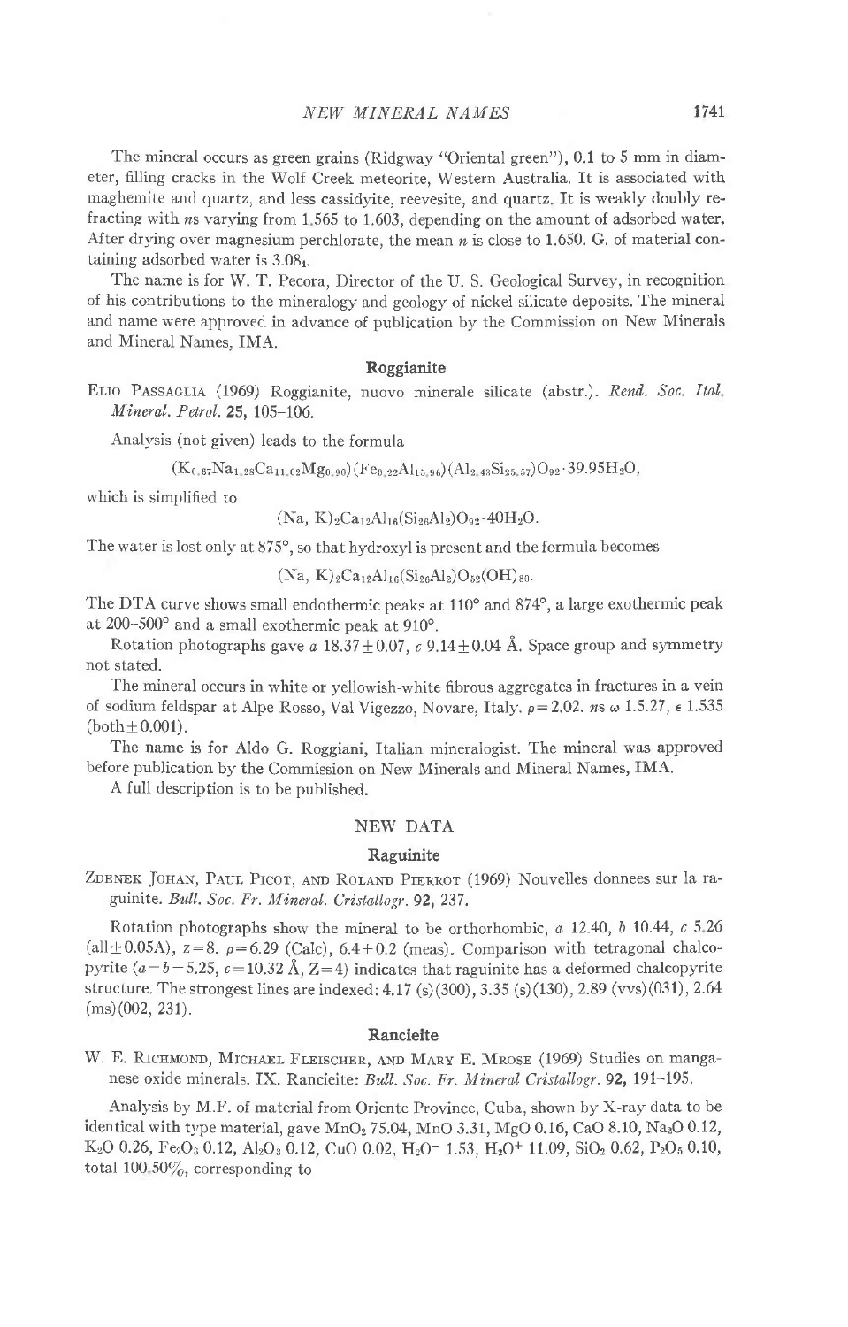The mineral occurs as green grains (Ridgway "Oriental green"), 0.1 to 5 mm in diameter, filling cracks in the Wolf Creek meteorite, Western Australia. It is associated with maghemite and quartz, and less cassidyite, reevesite, and quartz. It is weakly doubly refracting with *n*s varying from 1.565 to 1.603, depending on the amount of adsorbed water. After drying over magnesium perchlorate, the mean *n* is close to 1.650. G. of material containing adsorbed water is $3.08_4$.

The name is for W. T. Pecora, Director of the U. S. Geological Survey, in recognition of his contributions to the mineralogy and geology of nickel silicate deposits. The mineral and name were approved in advance of publication by the Commission on New Minerals and Mineral Names, IMA.

### Roggianite

ELIO PASSAGLIA (1969) Roggianite, nuovo minerale silicate (abstr.). *Rend. Soc. Ital. Mineral. Petrol.* **25,** 105–106.

Analysis (not given) leads to the formula

$$(K_{0.67}Na_{1.28}Ca_{11.02}Mg_{0.90})(Fe_{0.22}Al_{15.96})(Al_{2.43}Si_{25.57})O_{92}\cdot 39.95H_2O,$$

which is simplified to

$$(Na, K)_2Ca_{12}Al_{16}(Si_{26}Al_2)O_{92}\cdot 40H_2O.$$

The water is lost only at 875°, so that hydroxyl is present and the formula becomes

$$(Na, K)_2Ca_{12}Al_{16}(Si_{26}Al_2)O_{52}(OH)_{80}.$$

The DTA curve shows small endothermic peaks at 110° and 874°, a large exothermic peak at 200–500° and a small exothermic peak at 910°.

Rotation photographs gave *a* 18.37±0.07, *c* 9.14±0.04 Å. Space group and symmetry not stated.

The mineral occurs in white or yellowish-white fibrous aggregates in fractures in a vein of sodium feldspar at Alpe Rosso, Val Vigezzo, Novare, Italy. $\rho = 2.02$. *n*s $\omega$ 1.5.27, $\epsilon$ 1.535 (both ±0.001).

The name is for Aldo G. Roggiani, Italian mineralogist. The mineral was approved before publication by the Commission on New Minerals and Mineral Names, IMA.

A full description is to be published.

## NEW DATA

### Raguinite

ZDENEK JOHAN, PAUL PICOT, AND ROLAND PIERROT (1969) Nouvelles donnees sur la raguinite. *Bull. Soc. Fr. Mineral. Cristallogr.* **92,** 237.

Rotation photographs show the mineral to be orthorhombic, *a* 12.40, *b* 10.44, *c* 5.26 (all±0.05A), z=8. $\rho = 6.29$ (Calc), 6.4±0.2 (meas). Comparison with tetragonal chalcopyrite (*a*=*b*=5.25, *c*=10.32 Å, Z=4) indicates that raguinite has a deformed chalcopyrite structure. The strongest lines are indexed: 4.17 (s)(300), 3.35 (s)(130), 2.89 (vvs)(031), 2.64 (ms)(002, 231).

### Rancieite

W. E. RICHMOND, MICHAEL FLEISCHER, AND MARY E. MROSE (1969) Studies on manganese oxide minerals. IX. Rancieite: *Bull. Soc. Fr. Mineral Cristallogr.* **92,** 191–195.

Analysis by M.F. of material from Oriente Province, Cuba, shown by X-ray data to be identical with type material, gave $MnO_2$ 75.04, MnO 3.31, MgO 0.16, CaO 8.10, $Na_2O$ 0.12, $K_2O$ 0.26, $Fe_2O_3$ 0.12, $Al_2O_3$ 0.12, CuO 0.02, $H_2O^-$ 1.53, $H_2O^+$ 11.09, $SiO_2$ 0.62, $P_2O_5$ 0.10, total 100.50%, corresponding to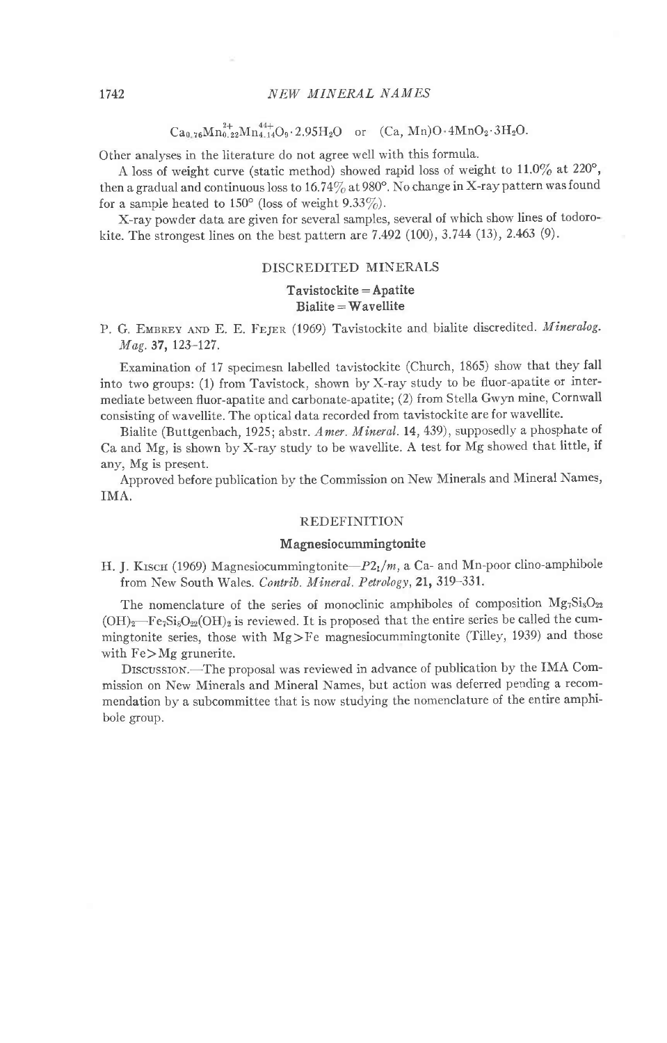$$Ca_{0.76}Mn^{2+}_{0.22}Mn^{4+}_{4.14}O_9 \cdot 2.95H_2O \quad \text{or} \quad (Ca, Mn)O \cdot 4MnO_2 \cdot 3H_2O.$$

Other analyses in the literature do not agree well with this formula.

A loss of weight curve (static method) showed rapid loss of weight to 11.0% at 220°, then a gradual and continuous loss to 16.74% at 980°. No change in X-ray pattern was found for a sample heated to 150° (loss of weight 9.33%).

X-ray powder data are given for several samples, several of which show lines of todorokite. The strongest lines on the best pattern are 7.492 (100), 3.744 (13), 2.463 (9).

## DISCREDITED MINERALS

### Tavistockite = Apatite
### Bialite = Wavellite

P. G. Embrey and E. E. Fejer (1969) Tavistockite and bialite discredited. *Mineralog. Mag.* **37**, 123–127.

Examination of 17 specimesn labelled tavistockite (Church, 1865) show that they fall into two groups: (1) from Tavistock, shown by X-ray study to be fluor-apatite or intermediate between fluor-apatite and carbonate-apatite; (2) from Stella Gwyn mine, Cornwall consisting of wavellite. The optical data recorded from tavistockite are for wavellite.

Bialite (Buttgenbach, 1925; abstr. *Amer. Mineral.* **14**, 439), supposedly a phosphate of Ca and Mg, is shown by X-ray study to be wavellite. A test for Mg showed that little, if any, Mg is present.

Approved before publication by the Commission on New Minerals and Mineral Names, IMA.

## REDEFINITION

### Magnesiocummingtonite

H. J. Kisch (1969) Magnesiocummingtonite—$P2_1/m$, a Ca- and Mn-poor clino-amphibole from New South Wales. *Contrib. Mineral. Petrology*, **21**, 319–331.

The nomenclature of the series of monoclinic amphiboles of composition $Mg_7Si_8O_{22}(OH)_2$—$Fe_7Si_8O_{22}(OH)_2$ is reviewed. It is proposed that the entire series be called the cummingtonite series, those with Mg>Fe magnesiocummingtonite (Tilley, 1939) and those with Fe>Mg grunerite.

Discussion.—The proposal was reviewed in advance of publication by the IMA Commission on New Minerals and Mineral Names, but action was deferred pending a recommendation by a subcommittee that is now studying the nomenclature of the entire amphibole group.